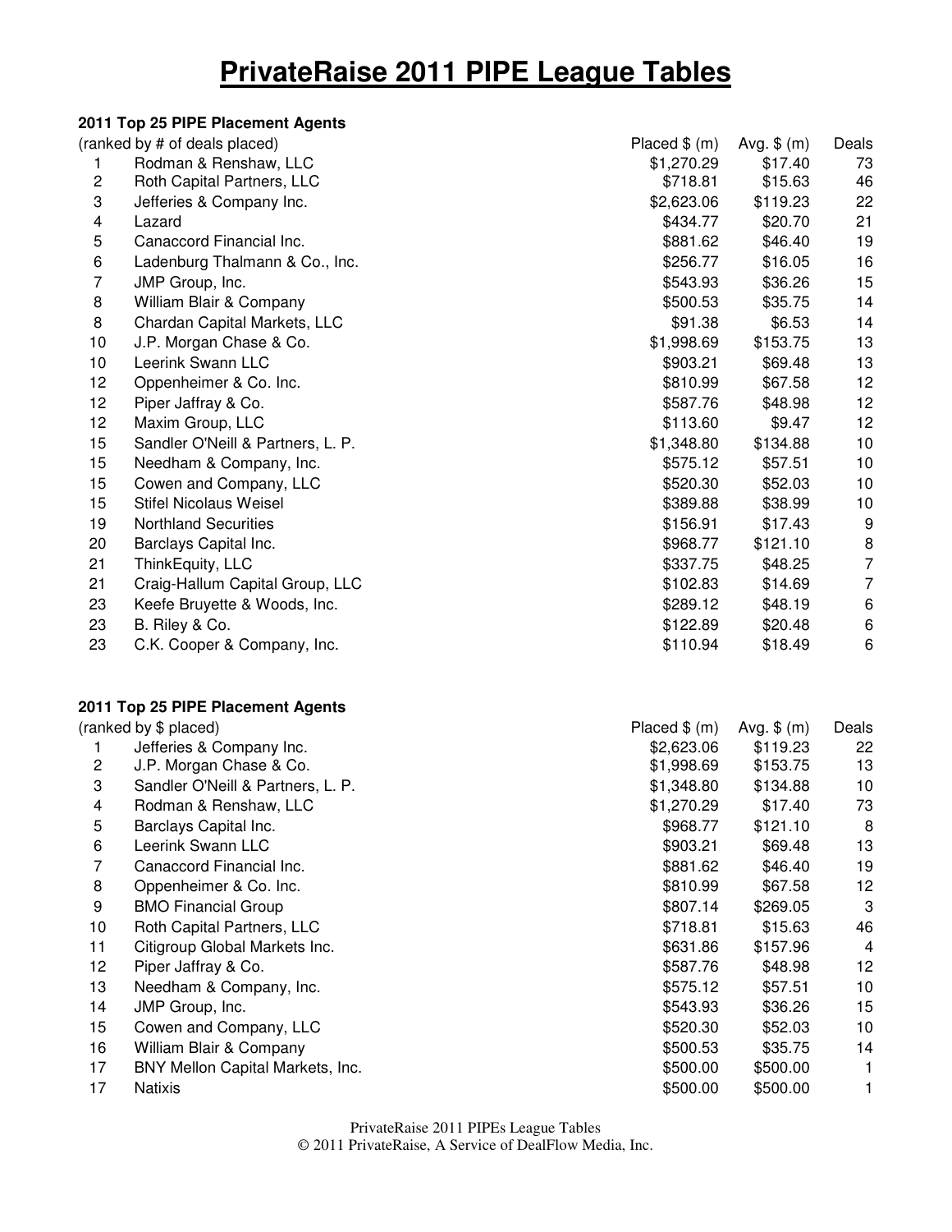# PrivateRaise 2011 PIPE League Tables

**2011 Top 25 PIPE Placement Agents**

(ranked by # of deals placed)

| | | Placed $ (m) | Avg. $ (m) | Deals |
|---|---|---|---|---|
| 1 | Rodman & Renshaw, LLC | $1,270.29 | $17.40 | 73 |
| 2 | Roth Capital Partners, LLC | $718.81 | $15.63 | 46 |
| 3 | Jefferies & Company Inc. | $2,623.06 | $119.23 | 22 |
| 4 | Lazard | $434.77 | $20.70 | 21 |
| 5 | Canaccord Financial Inc. | $881.62 | $46.40 | 19 |
| 6 | Ladenburg Thalmann & Co., Inc. | $256.77 | $16.05 | 16 |
| 7 | JMP Group, Inc. | $543.93 | $36.26 | 15 |
| 8 | William Blair & Company | $500.53 | $35.75 | 14 |
| 8 | Chardan Capital Markets, LLC | $91.38 | $6.53 | 14 |
| 10 | J.P. Morgan Chase & Co. | $1,998.69 | $153.75 | 13 |
| 10 | Leerink Swann LLC | $903.21 | $69.48 | 13 |
| 12 | Oppenheimer & Co. Inc. | $810.99 | $67.58 | 12 |
| 12 | Piper Jaffray & Co. | $587.76 | $48.98 | 12 |
| 12 | Maxim Group, LLC | $113.60 | $9.47 | 12 |
| 15 | Sandler O'Neill & Partners, L. P. | $1,348.80 | $134.88 | 10 |
| 15 | Needham & Company, Inc. | $575.12 | $57.51 | 10 |
| 15 | Cowen and Company, LLC | $520.30 | $52.03 | 10 |
| 15 | Stifel Nicolaus Weisel | $389.88 | $38.99 | 10 |
| 19 | Northland Securities | $156.91 | $17.43 | 9 |
| 20 | Barclays Capital Inc. | $968.77 | $121.10 | 8 |
| 21 | ThinkEquity, LLC | $337.75 | $48.25 | 7 |
| 21 | Craig-Hallum Capital Group, LLC | $102.83 | $14.69 | 7 |
| 23 | Keefe Bruyette & Woods, Inc. | $289.12 | $48.19 | 6 |
| 23 | B. Riley & Co. | $122.89 | $20.48 | 6 |
| 23 | C.K. Cooper & Company, Inc. | $110.94 | $18.49 | 6 |

**2011 Top 25 PIPE Placement Agents**

(ranked by $ placed)

| | | Placed $ (m) | Avg. $ (m) | Deals |
|---|---|---|---|---|
| 1 | Jefferies & Company Inc. | $2,623.06 | $119.23 | 22 |
| 2 | J.P. Morgan Chase & Co. | $1,998.69 | $153.75 | 13 |
| 3 | Sandler O'Neill & Partners, L. P. | $1,348.80 | $134.88 | 10 |
| 4 | Rodman & Renshaw, LLC | $1,270.29 | $17.40 | 73 |
| 5 | Barclays Capital Inc. | $968.77 | $121.10 | 8 |
| 6 | Leerink Swann LLC | $903.21 | $69.48 | 13 |
| 7 | Canaccord Financial Inc. | $881.62 | $46.40 | 19 |
| 8 | Oppenheimer & Co. Inc. | $810.99 | $67.58 | 12 |
| 9 | BMO Financial Group | $807.14 | $269.05 | 3 |
| 10 | Roth Capital Partners, LLC | $718.81 | $15.63 | 46 |
| 11 | Citigroup Global Markets Inc. | $631.86 | $157.96 | 4 |
| 12 | Piper Jaffray & Co. | $587.76 | $48.98 | 12 |
| 13 | Needham & Company, Inc. | $575.12 | $57.51 | 10 |
| 14 | JMP Group, Inc. | $543.93 | $36.26 | 15 |
| 15 | Cowen and Company, LLC | $520.30 | $52.03 | 10 |
| 16 | William Blair & Company | $500.53 | $35.75 | 14 |
| 17 | BNY Mellon Capital Markets, Inc. | $500.00 | $500.00 | 1 |
| 17 | Natixis | $500.00 | $500.00 | 1 |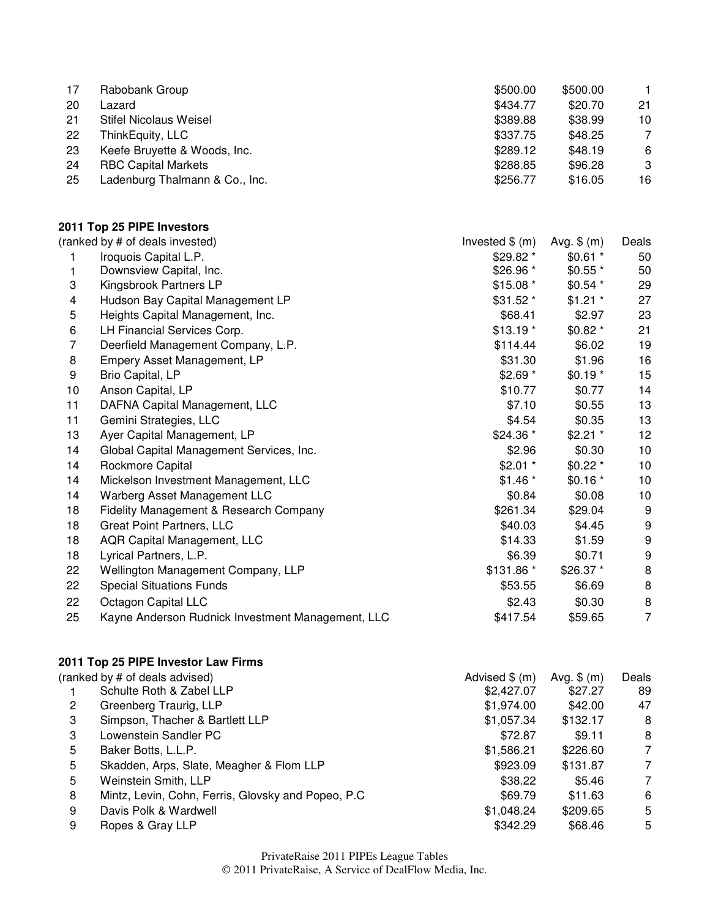| | | | | |
|---|---|---|---|---|
| 17 | Rabobank Group | $500.00 | $500.00 | 1 |
| 20 | Lazard | $434.77 | $20.70 | 21 |
| 21 | Stifel Nicolaus Weisel | $389.88 | $38.99 | 10 |
| 22 | ThinkEquity, LLC | $337.75 | $48.25 | 7 |
| 23 | Keefe Bruyette & Woods, Inc. | $289.12 | $48.19 | 6 |
| 24 | RBC Capital Markets | $288.85 | $96.28 | 3 |
| 25 | Ladenburg Thalmann & Co., Inc. | $256.77 | $16.05 | 16 |

**2011 Top 25 PIPE Investors**

| (ranked by # of deals invested) | | Invested $ (m) | Avg. $ (m) | Deals |
|---|---|---|---|---|
| 1 | Iroquois Capital L.P. | $29.82 * | $0.61 * | 50 |
| 1 | Downsview Capital, Inc. | $26.96 * | $0.55 * | 50 |
| 3 | Kingsbrook Partners LP | $15.08 * | $0.54 * | 29 |
| 4 | Hudson Bay Capital Management LP | $31.52 * | $1.21 * | 27 |
| 5 | Heights Capital Management, Inc. | $68.41 | $2.97 | 23 |
| 6 | LH Financial Services Corp. | $13.19 * | $0.82 * | 21 |
| 7 | Deerfield Management Company, L.P. | $114.44 | $6.02 | 19 |
| 8 | Empery Asset Management, LP | $31.30 | $1.96 | 16 |
| 9 | Brio Capital, LP | $2.69 * | $0.19 * | 15 |
| 10 | Anson Capital, LP | $10.77 | $0.77 | 14 |
| 11 | DAFNA Capital Management, LLC | $7.10 | $0.55 | 13 |
| 11 | Gemini Strategies, LLC | $4.54 | $0.35 | 13 |
| 13 | Ayer Capital Management, LP | $24.36 * | $2.21 * | 12 |
| 14 | Global Capital Management Services, Inc. | $2.96 | $0.30 | 10 |
| 14 | Rockmore Capital | $2.01 * | $0.22 * | 10 |
| 14 | Mickelson Investment Management, LLC | $1.46 * | $0.16 * | 10 |
| 14 | Warberg Asset Management LLC | $0.84 | $0.08 | 10 |
| 18 | Fidelity Management & Research Company | $261.34 | $29.04 | 9 |
| 18 | Great Point Partners, LLC | $40.03 | $4.45 | 9 |
| 18 | AQR Capital Management, LLC | $14.33 | $1.59 | 9 |
| 18 | Lyrical Partners, L.P. | $6.39 | $0.71 | 9 |
| 22 | Wellington Management Company, LLP | $131.86 * | $26.37 * | 8 |
| 22 | Special Situations Funds | $53.55 | $6.69 | 8 |
| 22 | Octagon Capital LLC | $2.43 | $0.30 | 8 |
| 25 | Kayne Anderson Rudnick Investment Management, LLC | $417.54 | $59.65 | 7 |

**2011 Top 25 PIPE Investor Law Firms**

| (ranked by # of deals advised) | | Advised $ (m) | Avg. $ (m) | Deals |
|---|---|---|---|---|
| 1 | Schulte Roth & Zabel LLP | $2,427.07 | $27.27 | 89 |
| 2 | Greenberg Traurig, LLP | $1,974.00 | $42.00 | 47 |
| 3 | Simpson, Thacher & Bartlett LLP | $1,057.34 | $132.17 | 8 |
| 3 | Lowenstein Sandler PC | $72.87 | $9.11 | 8 |
| 5 | Baker Botts, L.L.P. | $1,586.21 | $226.60 | 7 |
| 5 | Skadden, Arps, Slate, Meagher & Flom LLP | $923.09 | $131.87 | 7 |
| 5 | Weinstein Smith, LLP | $38.22 | $5.46 | 7 |
| 8 | Mintz, Levin, Cohn, Ferris, Glovsky and Popeo, P.C | $69.79 | $11.63 | 6 |
| 9 | Davis Polk & Wardwell | $1,048.24 | $209.65 | 5 |
| 9 | Ropes & Gray LLP | $342.29 | $68.46 | 5 |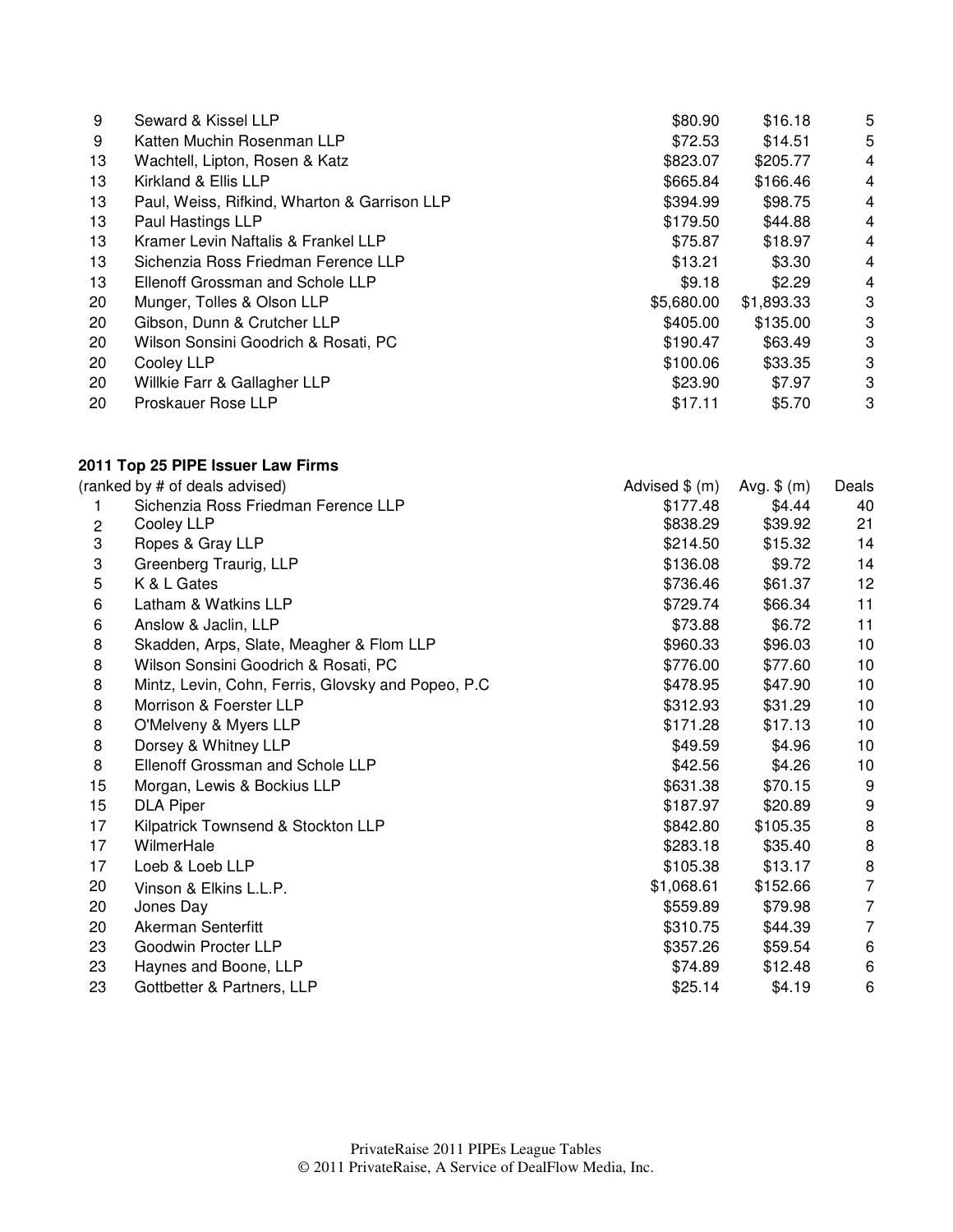| | | | | |
|---|---|---|---|---|
| 9 | Seward & Kissel LLP | $80.90 | $16.18 | 5 |
| 9 | Katten Muchin Rosenman LLP | $72.53 | $14.51 | 5 |
| 13 | Wachtell, Lipton, Rosen & Katz | $823.07 | $205.77 | 4 |
| 13 | Kirkland & Ellis LLP | $665.84 | $166.46 | 4 |
| 13 | Paul, Weiss, Rifkind, Wharton & Garrison LLP | $394.99 | $98.75 | 4 |
| 13 | Paul Hastings LLP | $179.50 | $44.88 | 4 |
| 13 | Kramer Levin Naftalis & Frankel LLP | $75.87 | $18.97 | 4 |
| 13 | Sichenzia Ross Friedman Ference LLP | $13.21 | $3.30 | 4 |
| 13 | Ellenoff Grossman and Schole LLP | $9.18 | $2.29 | 4 |
| 20 | Munger, Tolles & Olson LLP | $5,680.00 | $1,893.33 | 3 |
| 20 | Gibson, Dunn & Crutcher LLP | $405.00 | $135.00 | 3 |
| 20 | Wilson Sonsini Goodrich & Rosati, PC | $190.47 | $63.49 | 3 |
| 20 | Cooley LLP | $100.06 | $33.35 | 3 |
| 20 | Willkie Farr & Gallagher LLP | $23.90 | $7.97 | 3 |
| 20 | Proskauer Rose LLP | $17.11 | $5.70 | 3 |

**2011 Top 25 PIPE Issuer Law Firms**

| (ranked by # of deals advised) | | Advised $ (m) | Avg. $ (m) | Deals |
|---|---|---|---|---|
| 1 | Sichenzia Ross Friedman Ference LLP | $177.48 | $4.44 | 40 |
| 2 | Cooley LLP | $838.29 | $39.92 | 21 |
| 3 | Ropes & Gray LLP | $214.50 | $15.32 | 14 |
| 3 | Greenberg Traurig, LLP | $136.08 | $9.72 | 14 |
| 5 | K & L Gates | $736.46 | $61.37 | 12 |
| 6 | Latham & Watkins LLP | $729.74 | $66.34 | 11 |
| 6 | Anslow & Jaclin, LLP | $73.88 | $6.72 | 11 |
| 8 | Skadden, Arps, Slate, Meagher & Flom LLP | $960.33 | $96.03 | 10 |
| 8 | Wilson Sonsini Goodrich & Rosati, PC | $776.00 | $77.60 | 10 |
| 8 | Mintz, Levin, Cohn, Ferris, Glovsky and Popeo, P.C | $478.95 | $47.90 | 10 |
| 8 | Morrison & Foerster LLP | $312.93 | $31.29 | 10 |
| 8 | O'Melveny & Myers LLP | $171.28 | $17.13 | 10 |
| 8 | Dorsey & Whitney LLP | $49.59 | $4.96 | 10 |
| 8 | Ellenoff Grossman and Schole LLP | $42.56 | $4.26 | 10 |
| 15 | Morgan, Lewis & Bockius LLP | $631.38 | $70.15 | 9 |
| 15 | DLA Piper | $187.97 | $20.89 | 9 |
| 17 | Kilpatrick Townsend & Stockton LLP | $842.80 | $105.35 | 8 |
| 17 | WilmerHale | $283.18 | $35.40 | 8 |
| 17 | Loeb & Loeb LLP | $105.38 | $13.17 | 8 |
| 20 | Vinson & Elkins L.L.P. | $1,068.61 | $152.66 | 7 |
| 20 | Jones Day | $559.89 | $79.98 | 7 |
| 20 | Akerman Senterfitt | $310.75 | $44.39 | 7 |
| 23 | Goodwin Procter LLP | $357.26 | $59.54 | 6 |
| 23 | Haynes and Boone, LLP | $74.89 | $12.48 | 6 |
| 23 | Gottbetter & Partners, LLP | $25.14 | $4.19 | 6 |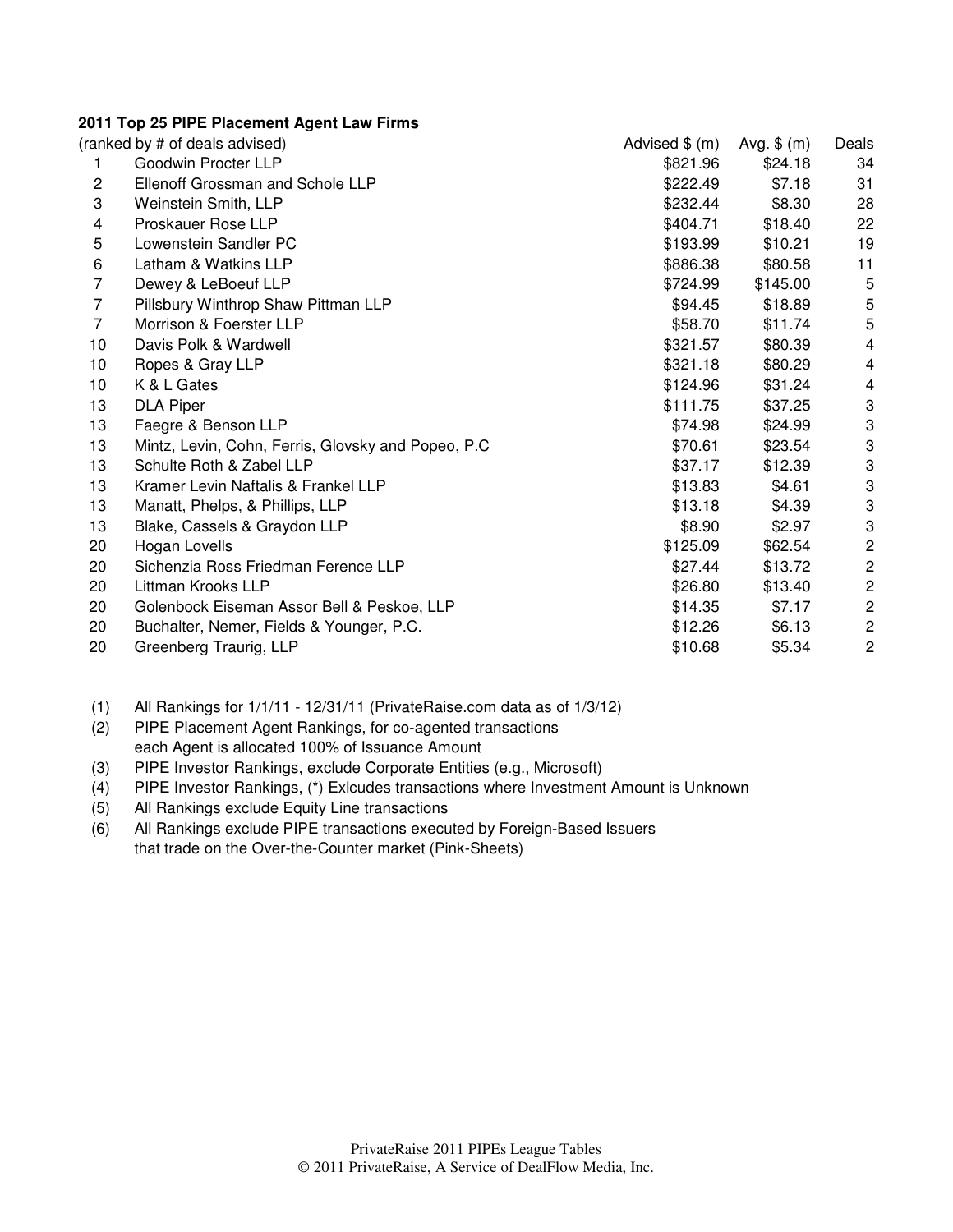**2011 Top 25 PIPE Placement Agent Law Firms**

| (ranked by # of deals advised) | | Advised $ (m) | Avg. $ (m) | Deals |
|---|---|---|---|---|
| 1 | Goodwin Procter LLP | $821.96 | $24.18 | 34 |
| 2 | Ellenoff Grossman and Schole LLP | $222.49 | $7.18 | 31 |
| 3 | Weinstein Smith, LLP | $232.44 | $8.30 | 28 |
| 4 | Proskauer Rose LLP | $404.71 | $18.40 | 22 |
| 5 | Lowenstein Sandler PC | $193.99 | $10.21 | 19 |
| 6 | Latham & Watkins LLP | $886.38 | $80.58 | 11 |
| 7 | Dewey & LeBoeuf LLP | $724.99 | $145.00 | 5 |
| 7 | Pillsbury Winthrop Shaw Pittman LLP | $94.45 | $18.89 | 5 |
| 7 | Morrison & Foerster LLP | $58.70 | $11.74 | 5 |
| 10 | Davis Polk & Wardwell | $321.57 | $80.39 | 4 |
| 10 | Ropes & Gray LLP | $321.18 | $80.29 | 4 |
| 10 | K & L Gates | $124.96 | $31.24 | 4 |
| 13 | DLA Piper | $111.75 | $37.25 | 3 |
| 13 | Faegre & Benson LLP | $74.98 | $24.99 | 3 |
| 13 | Mintz, Levin, Cohn, Ferris, Glovsky and Popeo, P.C | $70.61 | $23.54 | 3 |
| 13 | Schulte Roth & Zabel LLP | $37.17 | $12.39 | 3 |
| 13 | Kramer Levin Naftalis & Frankel LLP | $13.83 | $4.61 | 3 |
| 13 | Manatt, Phelps, & Phillips, LLP | $13.18 | $4.39 | 3 |
| 13 | Blake, Cassels & Graydon LLP | $8.90 | $2.97 | 3 |
| 20 | Hogan Lovells | $125.09 | $62.54 | 2 |
| 20 | Sichenzia Ross Friedman Ference LLP | $27.44 | $13.72 | 2 |
| 20 | Littman Krooks LLP | $26.80 | $13.40 | 2 |
| 20 | Golenbock Eiseman Assor Bell & Peskoe, LLP | $14.35 | $7.17 | 2 |
| 20 | Buchalter, Nemer, Fields & Younger, P.C. | $12.26 | $6.13 | 2 |
| 20 | Greenberg Traurig, LLP | $10.68 | $5.34 | 2 |

(1) All Rankings for 1/1/11 - 12/31/11 (PrivateRaise.com data as of 1/3/12)

(2) PIPE Placement Agent Rankings, for co-agented transactions each Agent is allocated 100% of Issuance Amount

(3) PIPE Investor Rankings, exclude Corporate Entities (e.g., Microsoft)

(4) PIPE Investor Rankings, (*) Exlcudes transactions where Investment Amount is Unknown

(5) All Rankings exclude Equity Line transactions

(6) All Rankings exclude PIPE transactions executed by Foreign-Based Issuers that trade on the Over-the-Counter market (Pink-Sheets)